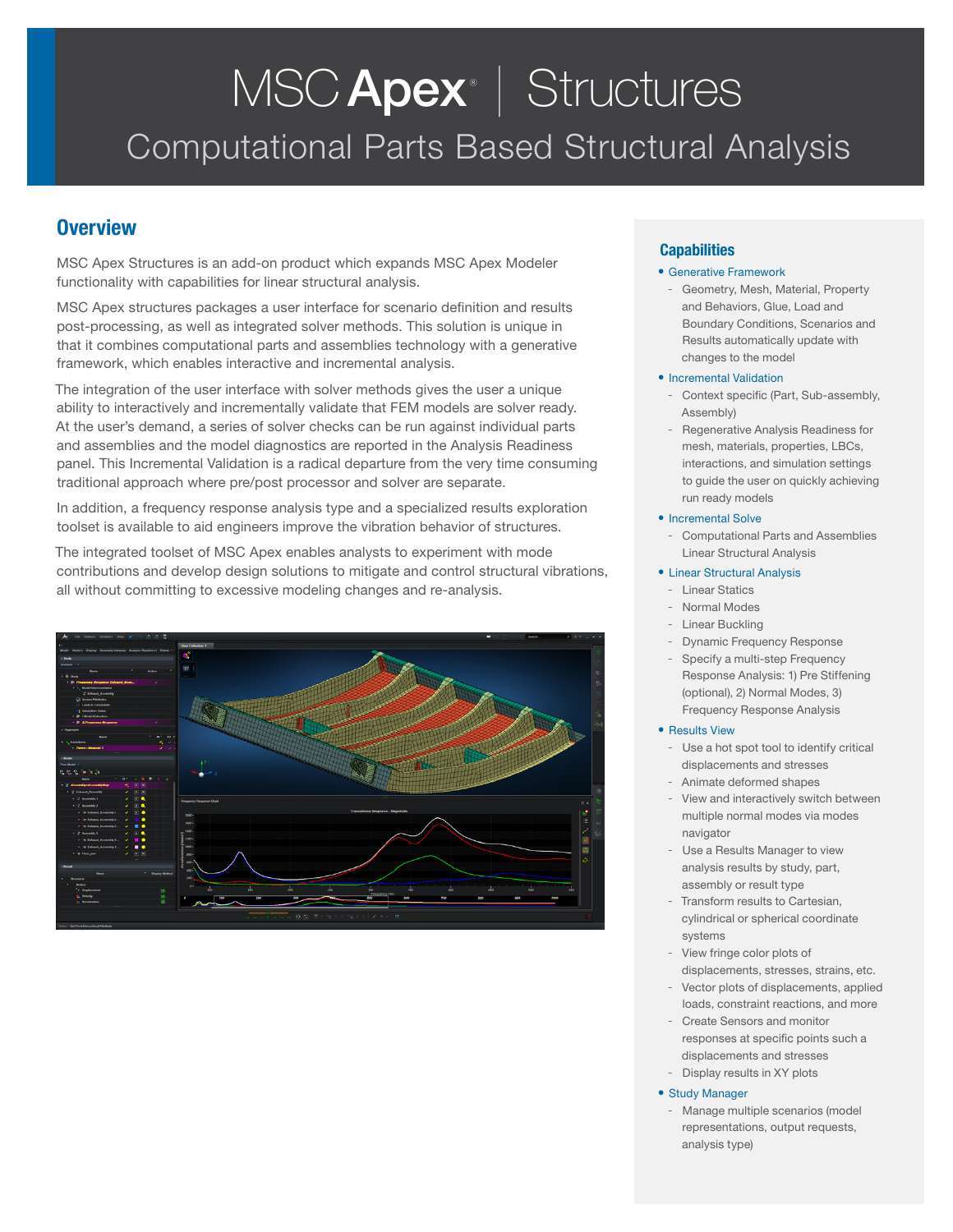// MSC Apex® | Structures

# Computational Parts Based Structural Analysis

## Overview

MSC Apex Structures is an add-on product which expands MSC Apex Modeler functionality with capabilities for linear structural analysis.

MSC Apex structures packages a user interface for scenario definition and results post-processing, as well as integrated solver methods. This solution is unique in that it combines computational parts and assemblies technology with a generative framework, which enables interactive and incremental analysis.

The integration of the user interface with solver methods gives the user a unique ability to interactively and incrementally validate that FEM models are solver ready. At the user's demand, a series of solver checks can be run against individual parts and assemblies and the model diagnostics are reported in the Analysis Readiness panel. This Incremental Validation is a radical departure from the very time consuming traditional approach where pre/post processor and solver are separate.

In addition, a frequency response analysis type and a specialized results exploration toolset is available to aid engineers improve the vibration behavior of structures.

The integrated toolset of MSC Apex enables analysts to experiment with mode contributions and develop design solutions to mitigate and control structural vibrations, all without committing to excessive modeling changes and re-analysis.

## Capabilities

- Generative Framework
  - Geometry, Mesh, Material, Property and Behaviors, Glue, Load and Boundary Conditions, Scenarios and Results automatically update with changes to the model
- Incremental Validation
  - Context specific (Part, Sub-assembly, Assembly)
  - Regenerative Analysis Readiness for mesh, materials, properties, LBCs, interactions, and simulation settings to guide the user on quickly achieving run ready models
- Incremental Solve
  - Computational Parts and Assemblies Linear Structural Analysis
- Linear Structural Analysis
  - Linear Statics
  - Normal Modes
  - Linear Buckling
  - Dynamic Frequency Response
  - Specify a multi-step Frequency Response Analysis: 1) Pre Stiffening (optional), 2) Normal Modes, 3) Frequency Response Analysis
- Results View
  - Use a hot spot tool to identify critical displacements and stresses
  - Animate deformed shapes
  - View and interactively switch between multiple normal modes via modes navigator
  - Use a Results Manager to view analysis results by study, part, assembly or result type
  - Transform results to Cartesian, cylindrical or spherical coordinate systems
  - View fringe color plots of displacements, stresses, strains, etc.
  - Vector plots of displacements, applied loads, constraint reactions, and more
  - Create Sensors and monitor responses at specific points such a displacements and stresses
  - Display results in XY plots
- Study Manager
  - Manage multiple scenarios (model representations, output requests, analysis type)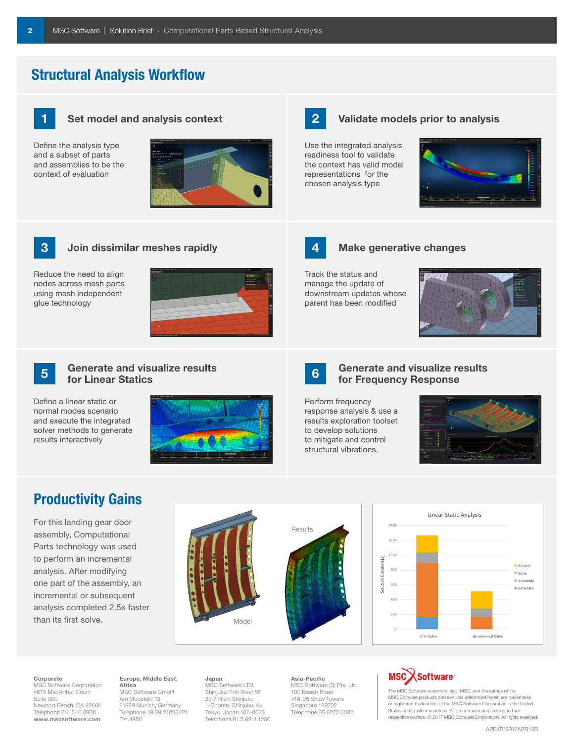## Structural Analysis Workflow

### 1 Set model and analysis context

Define the analysis type and a subset of parts and assemblies to be the context of evaluation

### 2 Validate models prior to analysis

Use the integrated analysis readiness tool to validate the context has valid model representations for the chosen analysis type

### 3 Join dissimilar meshes rapidly

Reduce the need to align nodes across mesh parts using mesh independent glue technology

### 4 Make generative changes

Track the status and manage the update of downstream updates whose parent has been modified

### 5 Generate and visualize results for Linear Statics

Define a linear static or normal modes scenario and execute the integrated solver methods to generate results interactively

### 6 Generate and visualize results for Frequency Response

Perform frequency response analysis & use a results exploration toolset to develop solutions to mitigate and control structural vibrations.

## Productivity Gains

For this landing gear door assembly, Computational Parts technology was used to perform an incremental analysis. After modifying one part of the assembly, an incremental or subsequent analysis completed 2.5x faster than its first solve.

Model

Results

Linear Static Analysis

Solution Duration [s]

1400
1200
1000
800
600
400
200
0

First Solve
Incremental Solve

Recover
Solve
Assemble
Generate

**Corporate**
MSC Software Corporation
4675 MacArthur Court
Suite 900
Newport Beach, CA 92660
Telephone 714.540.8900
**www.mscsoftware.com**

**Europe, Middle East, Africa**
MSC Software GmbH
Am Moosfeld 13
81829 Munich, Germany
Telephone 49.89.21093224
Ext.4950

**Japan**
MSC Software LTD.
Shinjuku First West 8F
23-7 Nishi Shinjuku
1-Chome, Shinjuku-Ku
Tokyo, Japan 160-0023
Telephone 81.3.6911.1200

**Asia-Pacific**
MSC Software (S) Pte. Ltd.
100 Beach Road
#16-05 Shaw Towers
Singapore 189702
Telephone 65.6272.0082

MSC Software

The MSC Software corporate logo, MSC, and the names of the MSC Software products and services referenced herein are trademarks or registered trademarks of the MSC Software Corporation in the United States and/or other countries. All other trademarks belong to their respective owners. © 2017 MSC Software Corporation. All rights reserved.

APEXS*2017APR*SB